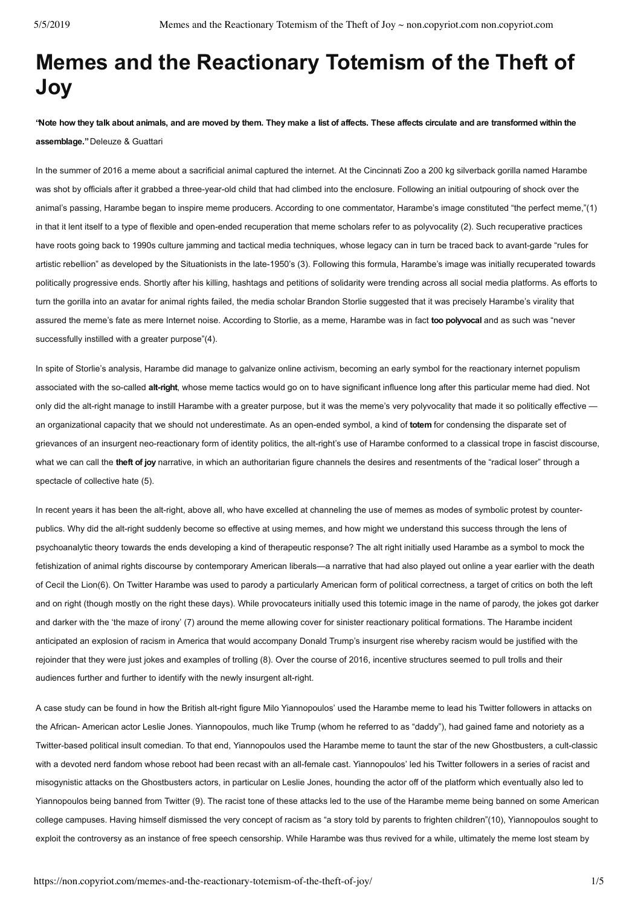# Memes and the Reactionary Totemism of the Theft of Joy

**"Note how they talk about animals, and are moved by them. They make a list of affects. These affects circulate and are transformed within the assemblage."** Deleuze & Guattari

In the summer of 2016 a meme about a sacrificial animal captured the internet. At the Cincinnati Zoo a 200 kg silverback gorilla named Harambe was shot by officials after it grabbed a three-year-old child that had climbed into the enclosure. Following an initial outpouring of shock over the animal's passing, Harambe began to inspire meme producers. According to one commentator, Harambe's image constituted "the perfect meme,"(1) in that it lent itself to a type of flexible and open-ended recuperation that meme scholars refer to as polyvocality (2). Such recuperative practices have roots going back to 1990s culture jamming and tactical media techniques, whose legacy can in turn be traced back to avant-garde "rules for artistic rebellion" as developed by the Situationists in the late-1950's (3). Following this formula, Harambe's image was initially recuperated towards politically progressive ends. Shortly after his killing, hashtags and petitions of solidarity were trending across all social media platforms. As efforts to turn the gorilla into an avatar for animal rights failed, the media scholar Brandon Storlie suggested that it was precisely Harambe's virality that assured the meme's fate as mere Internet noise. According to Storlie, as a meme, Harambe was in fact **too polyvocal** and as such was "never successfully instilled with a greater purpose"(4).

In spite of Storlie's analysis, Harambe did manage to galvanize online activism, becoming an early symbol for the reactionary internet populism associated with the so-called **alt-right**, whose meme tactics would go on to have significant influence long after this particular meme had died. Not only did the alt-right manage to instill Harambe with a greater purpose, but it was the meme's very polyvocality that made it so politically effective — an organizational capacity that we should not underestimate. As an open-ended symbol, a kind of **totem** for condensing the disparate set of grievances of an insurgent neo-reactionary form of identity politics, the alt-right's use of Harambe conformed to a classical trope in fascist discourse, what we can call the **theft of joy** narrative, in which an authoritarian figure channels the desires and resentments of the "radical loser" through a spectacle of collective hate (5).

In recent years it has been the alt-right, above all, who have excelled at channeling the use of memes as modes of symbolic protest by counter-publics. Why did the alt-right suddenly become so effective at using memes, and how might we understand this success through the lens of psychoanalytic theory towards the ends developing a kind of therapeutic response? The alt right initially used Harambe as a symbol to mock the fetishization of animal rights discourse by contemporary American liberals—a narrative that had also played out online a year earlier with the death of Cecil the Lion(6). On Twitter Harambe was used to parody a particularly American form of political correctness, a target of critics on both the left and on right (though mostly on the right these days). While provocateurs initially used this totemic image in the name of parody, the jokes got darker and darker with the 'the maze of irony' (7) around the meme allowing cover for sinister reactionary political formations. The Harambe incident anticipated an explosion of racism in America that would accompany Donald Trump's insurgent rise whereby racism would be justified with the rejoinder that they were just jokes and examples of trolling (8). Over the course of 2016, incentive structures seemed to pull trolls and their audiences further and further to identify with the newly insurgent alt-right.

A case study can be found in how the British alt-right figure Milo Yiannopoulos' used the Harambe meme to lead his Twitter followers in attacks on the African- American actor Leslie Jones. Yiannopoulos, much like Trump (whom he referred to as "daddy"), had gained fame and notoriety as a Twitter-based political insult comedian. To that end, Yiannopoulos used the Harambe meme to taunt the star of the new Ghostbusters, a cult-classic with a devoted nerd fandom whose reboot had been recast with an all-female cast. Yiannopoulos' led his Twitter followers in a series of racist and misogynistic attacks on the Ghostbusters actors, in particular on Leslie Jones, hounding the actor off of the platform which eventually also led to Yiannopoulos being banned from Twitter (9). The racist tone of these attacks led to the use of the Harambe meme being banned on some American college campuses. Having himself dismissed the very concept of racism as "a story told by parents to frighten children"(10), Yiannopoulos sought to exploit the controversy as an instance of free speech censorship. While Harambe was thus revived for a while, ultimately the meme lost steam by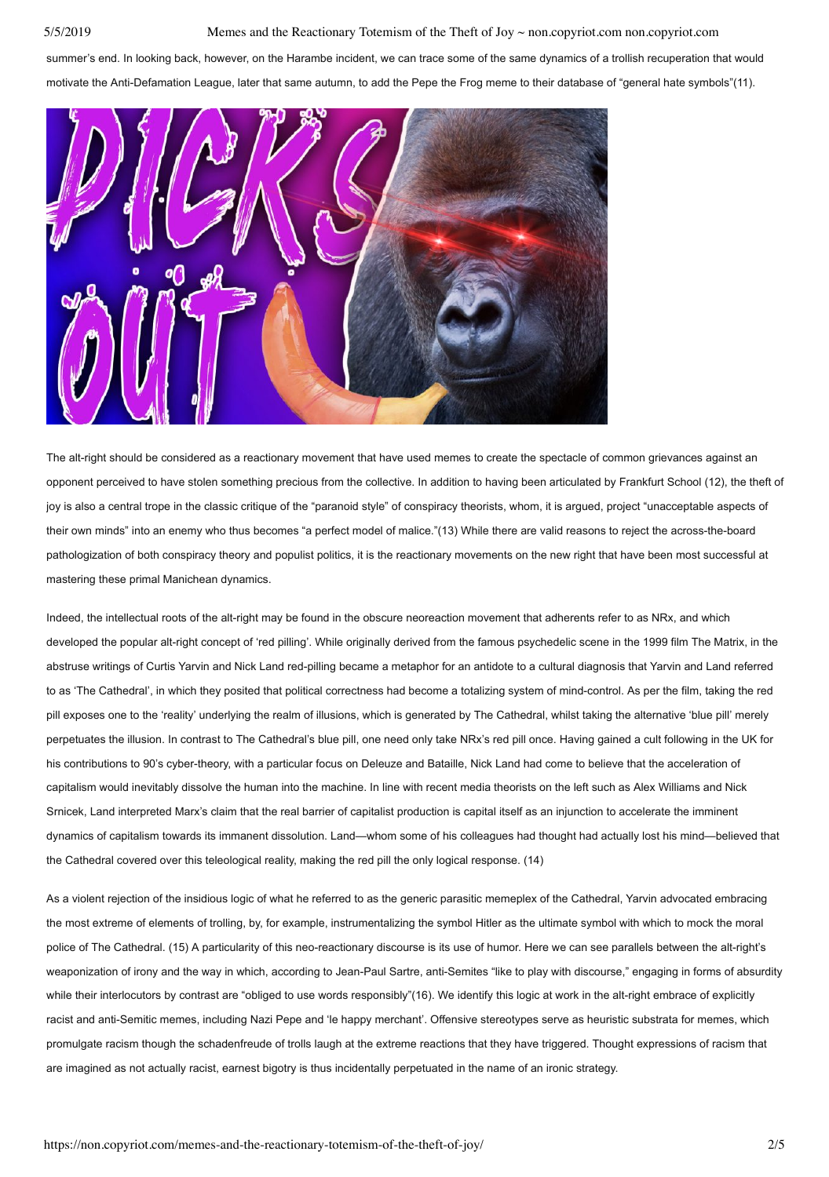summer's end. In looking back, however, on the Harambe incident, we can trace some of the same dynamics of a trollish recuperation that would motivate the Anti-Defamation League, later that same autumn, to add the Pepe the Frog meme to their database of "general hate symbols"(11).

The alt-right should be considered as a reactionary movement that have used memes to create the spectacle of common grievances against an opponent perceived to have stolen something precious from the collective. In addition to having been articulated by Frankfurt School (12), the theft of joy is also a central trope in the classic critique of the "paranoid style" of conspiracy theorists, whom, it is argued, project "unacceptable aspects of their own minds" into an enemy who thus becomes "a perfect model of malice."(13) While there are valid reasons to reject the across-the-board pathologization of both conspiracy theory and populist politics, it is the reactionary movements on the new right that have been most successful at mastering these primal Manichean dynamics.

Indeed, the intellectual roots of the alt-right may be found in the obscure neoreaction movement that adherents refer to as NRx, and which developed the popular alt-right concept of 'red pilling'. While originally derived from the famous psychedelic scene in the 1999 film The Matrix, in the abstruse writings of Curtis Yarvin and Nick Land red-pilling became a metaphor for an antidote to a cultural diagnosis that Yarvin and Land referred to as 'The Cathedral', in which they posited that political correctness had become a totalizing system of mind-control. As per the film, taking the red pill exposes one to the 'reality' underlying the realm of illusions, which is generated by The Cathedral, whilst taking the alternative 'blue pill' merely perpetuates the illusion. In contrast to The Cathedral's blue pill, one need only take NRx's red pill once. Having gained a cult following in the UK for his contributions to 90's cyber-theory, with a particular focus on Deleuze and Bataille, Nick Land had come to believe that the acceleration of capitalism would inevitably dissolve the human into the machine. In line with recent media theorists on the left such as Alex Williams and Nick Srnicek, Land interpreted Marx's claim that the real barrier of capitalist production is capital itself as an injunction to accelerate the imminent dynamics of capitalism towards its immanent dissolution. Land—whom some of his colleagues had thought had actually lost his mind—believed that the Cathedral covered over this teleological reality, making the red pill the only logical response. (14)

As a violent rejection of the insidious logic of what he referred to as the generic parasitic memeplex of the Cathedral, Yarvin advocated embracing the most extreme of elements of trolling, by, for example, instrumentalizing the symbol Hitler as the ultimate symbol with which to mock the moral police of The Cathedral. (15) A particularity of this neo-reactionary discourse is its use of humor. Here we can see parallels between the alt-right's weaponization of irony and the way in which, according to Jean-Paul Sartre, anti-Semites "like to play with discourse," engaging in forms of absurdity while their interlocutors by contrast are "obliged to use words responsibly"(16). We identify this logic at work in the alt-right embrace of explicitly racist and anti-Semitic memes, including Nazi Pepe and 'le happy merchant'. Offensive stereotypes serve as heuristic substrata for memes, which promulgate racism though the schadenfreude of trolls laugh at the extreme reactions that they have triggered. Thought expressions of racism that are imagined as not actually racist, earnest bigotry is thus incidentally perpetuated in the name of an ironic strategy.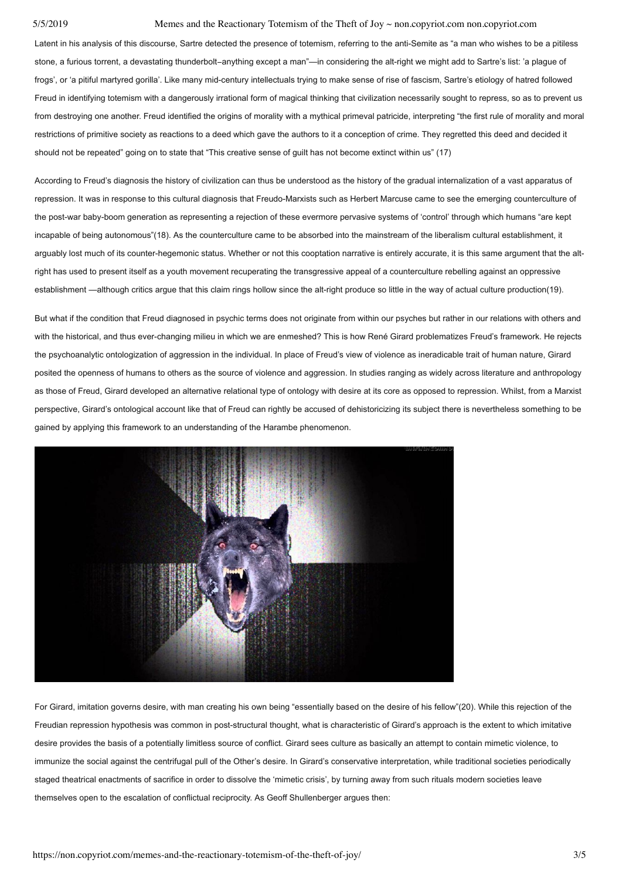Latent in his analysis of this discourse, Sartre detected the presence of totemism, referring to the anti-Semite as "a man who wishes to be a pitiless stone, a furious torrent, a devastating thunderbolt–anything except a man"—in considering the alt-right we might add to Sartre's list: 'a plague of frogs', or 'a pitiful martyred gorilla'. Like many mid-century intellectuals trying to make sense of rise of fascism, Sartre's etiology of hatred followed Freud in identifying totemism with a dangerously irrational form of magical thinking that civilization necessarily sought to repress, so as to prevent us from destroying one another. Freud identified the origins of morality with a mythical primeval patricide, interpreting "the first rule of morality and moral restrictions of primitive society as reactions to a deed which gave the authors to it a conception of crime. They regretted this deed and decided it should not be repeated" going on to state that "This creative sense of guilt has not become extinct within us" (17)

According to Freud's diagnosis the history of civilization can thus be understood as the history of the gradual internalization of a vast apparatus of repression. It was in response to this cultural diagnosis that Freudo-Marxists such as Herbert Marcuse came to see the emerging counterculture of the post-war baby-boom generation as representing a rejection of these evermore pervasive systems of 'control' through which humans "are kept incapable of being autonomous"(18). As the counterculture came to be absorbed into the mainstream of the liberalism cultural establishment, it arguably lost much of its counter-hegemonic status. Whether or not this cooptation narrative is entirely accurate, it is this same argument that the alt-right has used to present itself as a youth movement recuperating the transgressive appeal of a counterculture rebelling against an oppressive establishment —although critics argue that this claim rings hollow since the alt-right produce so little in the way of actual culture production(19).

But what if the condition that Freud diagnosed in psychic terms does not originate from within our psyches but rather in our relations with others and with the historical, and thus ever-changing milieu in which we are enmeshed? This is how René Girard problematizes Freud's framework. He rejects the psychoanalytic ontologization of aggression in the individual. In place of Freud's view of violence as ineradicable trait of human nature, Girard posited the openness of humans to others as the source of violence and aggression. In studies ranging as widely across literature and anthropology as those of Freud, Girard developed an alternative relational type of ontology with desire at its core as opposed to repression. Whilst, from a Marxist perspective, Girard's ontological account like that of Freud can rightly be accused of dehistoricizing its subject there is nevertheless something to be gained by applying this framework to an understanding of the Harambe phenomenon.

For Girard, imitation governs desire, with man creating his own being "essentially based on the desire of his fellow"(20). While this rejection of the Freudian repression hypothesis was common in post-structural thought, what is characteristic of Girard's approach is the extent to which imitative desire provides the basis of a potentially limitless source of conflict. Girard sees culture as basically an attempt to contain mimetic violence, to immunize the social against the centrifugal pull of the Other's desire. In Girard's conservative interpretation, while traditional societies periodically staged theatrical enactments of sacrifice in order to dissolve the 'mimetic crisis', by turning away from such rituals modern societies leave themselves open to the escalation of conflictual reciprocity. As Geoff Shullenberger argues then: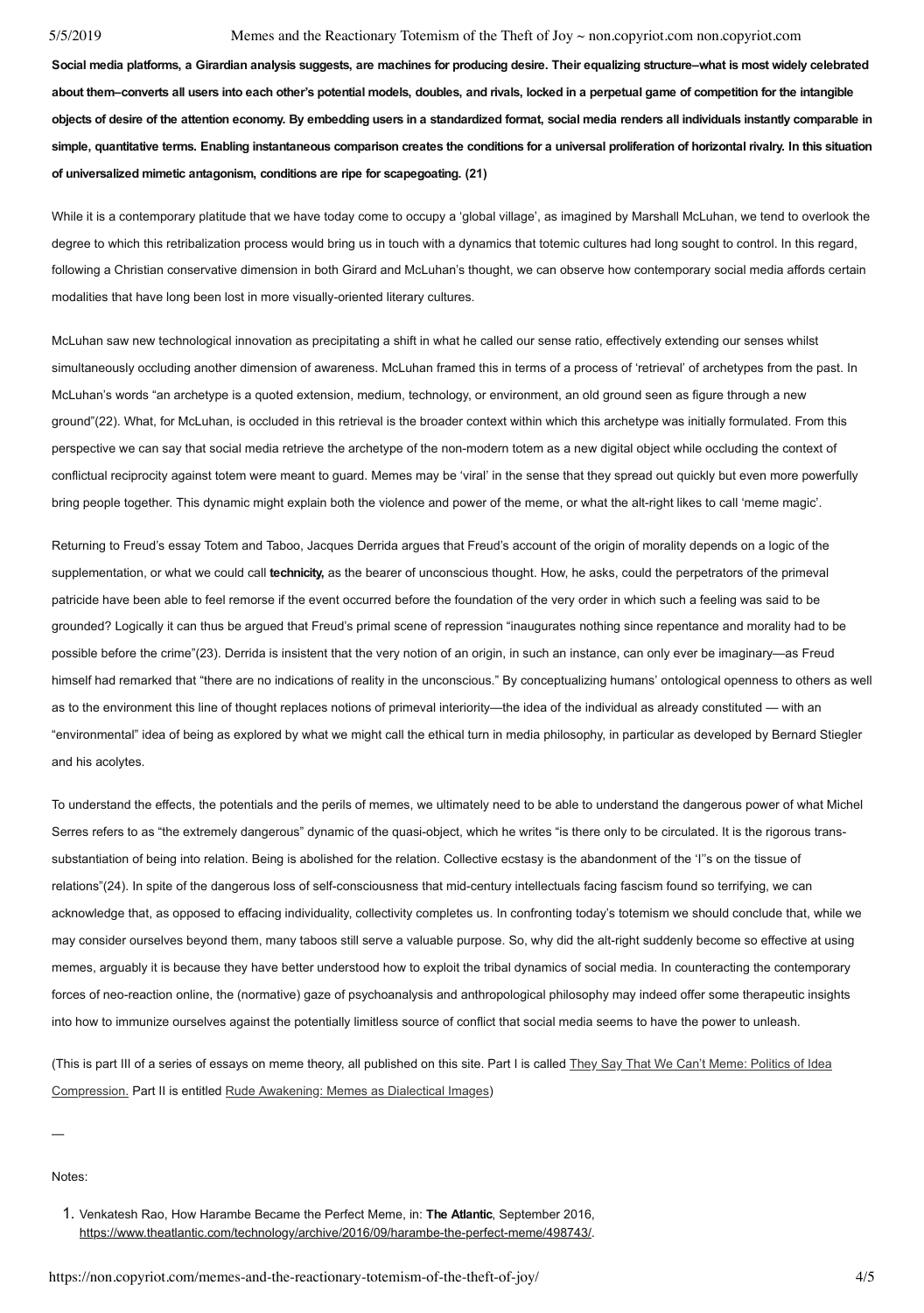**Social media platforms, a Girardian analysis suggests, are machines for producing desire. Their equalizing structure–what is most widely celebrated about them–converts all users into each other's potential models, doubles, and rivals, locked in a perpetual game of competition for the intangible objects of desire of the attention economy. By embedding users in a standardized format, social media renders all individuals instantly comparable in simple, quantitative terms. Enabling instantaneous comparison creates the conditions for a universal proliferation of horizontal rivalry. In this situation of universalized mimetic antagonism, conditions are ripe for scapegoating. (21)**

While it is a contemporary platitude that we have today come to occupy a 'global village', as imagined by Marshall McLuhan, we tend to overlook the degree to which this retribalization process would bring us in touch with a dynamics that totemic cultures had long sought to control. In this regard, following a Christian conservative dimension in both Girard and McLuhan's thought, we can observe how contemporary social media affords certain modalities that have long been lost in more visually-oriented literary cultures.

McLuhan saw new technological innovation as precipitating a shift in what he called our sense ratio, effectively extending our senses whilst simultaneously occluding another dimension of awareness. McLuhan framed this in terms of a process of 'retrieval' of archetypes from the past. In McLuhan's words "an archetype is a quoted extension, medium, technology, or environment, an old ground seen as figure through a new ground"(22). What, for McLuhan, is occluded in this retrieval is the broader context within which this archetype was initially formulated. From this perspective we can say that social media retrieve the archetype of the non-modern totem as a new digital object while occluding the context of conflictual reciprocity against totem were meant to guard. Memes may be 'viral' in the sense that they spread out quickly but even more powerfully bring people together. This dynamic might explain both the violence and power of the meme, or what the alt-right likes to call 'meme magic'.

Returning to Freud's essay Totem and Taboo, Jacques Derrida argues that Freud's account of the origin of morality depends on a logic of the supplementation, or what we could call **technicity,** as the bearer of unconscious thought. How, he asks, could the perpetrators of the primeval patricide have been able to feel remorse if the event occurred before the foundation of the very order in which such a feeling was said to be grounded? Logically it can thus be argued that Freud's primal scene of repression "inaugurates nothing since repentance and morality had to be possible before the crime"(23). Derrida is insistent that the very notion of an origin, in such an instance, can only ever be imaginary—as Freud himself had remarked that "there are no indications of reality in the unconscious." By conceptualizing humans' ontological openness to others as well as to the environment this line of thought replaces notions of primeval interiority—the idea of the individual as already constituted — with an "environmental" idea of being as explored by what we might call the ethical turn in media philosophy, in particular as developed by Bernard Stiegler and his acolytes.

To understand the effects, the potentials and the perils of memes, we ultimately need to be able to understand the dangerous power of what Michel Serres refers to as "the extremely dangerous" dynamic of the quasi-object, which he writes "is there only to be circulated. It is the rigorous trans-substantiation of being into relation. Being is abolished for the relation. Collective ecstasy is the abandonment of the 'I''s on the tissue of relations"(24). In spite of the dangerous loss of self-consciousness that mid-century intellectuals facing fascism found so terrifying, we can acknowledge that, as opposed to effacing individuality, collectivity completes us. In confronting today's totemism we should conclude that, while we may consider ourselves beyond them, many taboos still serve a valuable purpose. So, why did the alt-right suddenly become so effective at using memes, arguably it is because they have better understood how to exploit the tribal dynamics of social media. In counteracting the contemporary forces of neo-reaction online, the (normative) gaze of psychoanalysis and anthropological philosophy may indeed offer some therapeutic insights into how to immunize ourselves against the potentially limitless source of conflict that social media seems to have the power to unleash.

(This is part III of a series of essays on meme theory, all published on this site. Part I is called They Say That We Can't Meme: Politics of Idea Compression. Part II is entitled Rude Awakening: Memes as Dialectical Images)

—

Notes:

1. Venkatesh Rao, How Harambe Became the Perfect Meme, in: **The Atlantic**, September 2016, https://www.theatlantic.com/technology/archive/2016/09/harambe-the-perfect-meme/498743/.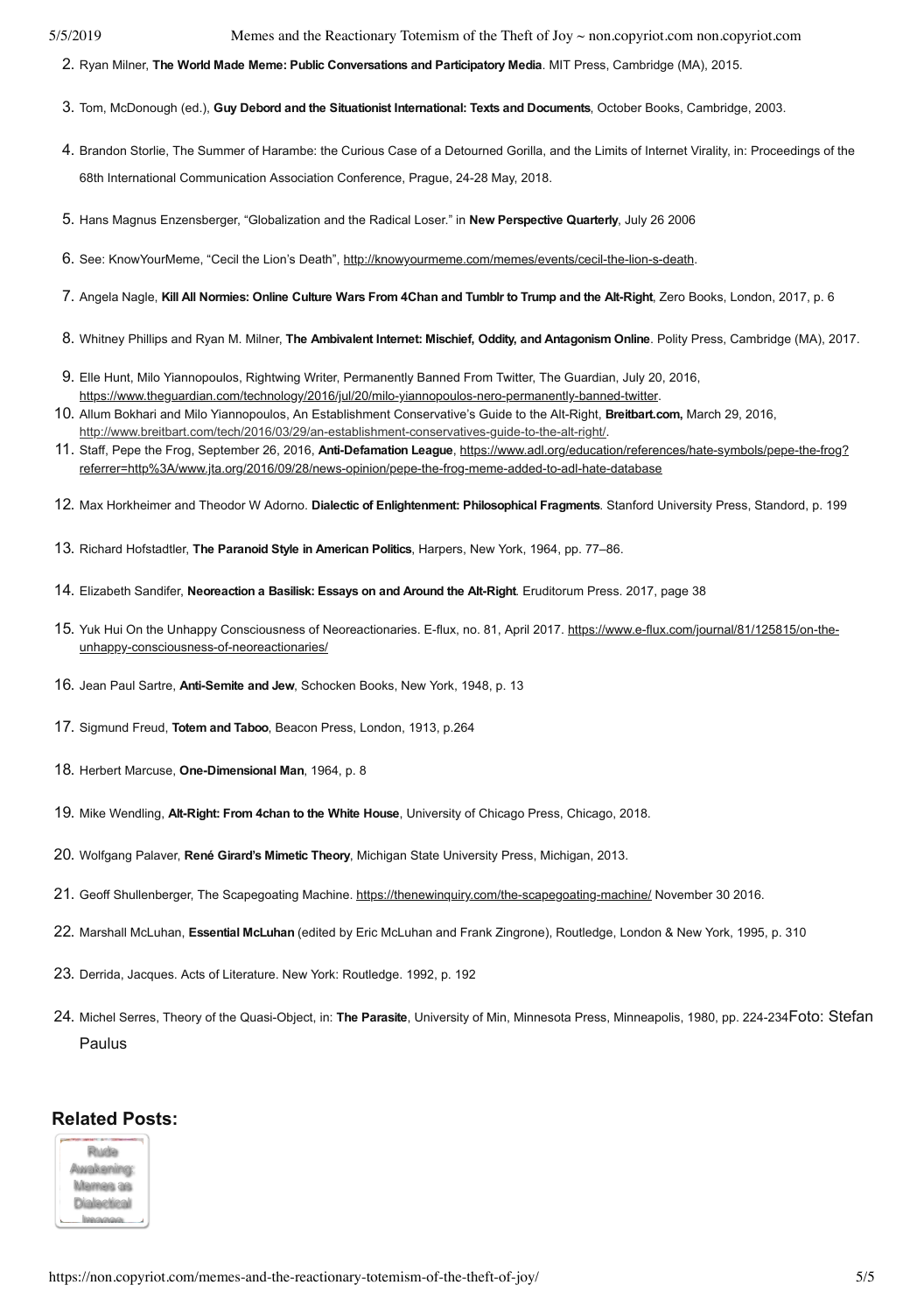2. Ryan Milner, **The World Made Meme: Public Conversations and Participatory Media**. MIT Press, Cambridge (MA), 2015.
3. Tom, McDonough (ed.), **Guy Debord and the Situationist International: Texts and Documents**, October Books, Cambridge, 2003.
4. Brandon Storlie, The Summer of Harambe: the Curious Case of a Detourned Gorilla, and the Limits of Internet Virality, in: Proceedings of the 68th International Communication Association Conference, Prague, 24-28 May, 2018.
5. Hans Magnus Enzensberger, "Globalization and the Radical Loser." in **New Perspective Quarterly**, July 26 2006
6. See: KnowYourMeme, "Cecil the Lion's Death", http://knowyourmeme.com/memes/events/cecil-the-lion-s-death.
7. Angela Nagle, **Kill All Normies: Online Culture Wars From 4Chan and Tumblr to Trump and the Alt-Right**, Zero Books, London, 2017, p. 6
8. Whitney Phillips and Ryan M. Milner, **The Ambivalent Internet: Mischief, Oddity, and Antagonism Online**. Polity Press, Cambridge (MA), 2017.
9. Elle Hunt, Milo Yiannopoulos, Rightwing Writer, Permanently Banned From Twitter, The Guardian, July 20, 2016, https://www.theguardian.com/technology/2016/jul/20/milo-yiannopoulos-nero-permanently-banned-twitter.
10. Allum Bokhari and Milo Yiannopoulos, An Establishment Conservative's Guide to the Alt-Right, **Breitbart.com,** March 29, 2016, http://www.breitbart.com/tech/2016/03/29/an-establishment-conservatives-guide-to-the-alt-right/.
11. Staff, Pepe the Frog, September 26, 2016, **Anti-Defamation League**, https://www.adl.org/education/references/hate-symbols/pepe-the-frog?referrer=http%3A/www.jta.org/2016/09/28/news-opinion/pepe-the-frog-meme-added-to-adl-hate-database
12. Max Horkheimer and Theodor W Adorno. **Dialectic of Enlightenment: Philosophical Fragments**. Stanford University Press, Standord, p. 199
13. Richard Hofstadtler, **The Paranoid Style in American Politics**, Harpers, New York, 1964, pp. 77–86.
14. Elizabeth Sandifer, **Neoreaction a Basilisk: Essays on and Around the Alt-Right**. Eruditorum Press. 2017, page 38
15. Yuk Hui On the Unhappy Consciousness of Neoreactionaries. E-flux, no. 81, April 2017. https://www.e-flux.com/journal/81/125815/on-the-unhappy-consciousness-of-neoreactionaries/
16. Jean Paul Sartre, **Anti-Semite and Jew**, Schocken Books, New York, 1948, p. 13
17. Sigmund Freud, **Totem and Taboo**, Beacon Press, London, 1913, p.264
18. Herbert Marcuse, **One-Dimensional Man**, 1964, p. 8
19. Mike Wendling, **Alt-Right: From 4chan to the White House**, University of Chicago Press, Chicago, 2018.
20. Wolfgang Palaver, **René Girard's Mimetic Theory**, Michigan State University Press, Michigan, 2013.
21. Geoff Shullenberger, The Scapegoating Machine. https://thenewinquiry.com/the-scapegoating-machine/ November 30 2016.
22. Marshall McLuhan, **Essential McLuhan** (edited by Eric McLuhan and Frank Zingrone), Routledge, London & New York, 1995, p. 310
23. Derrida, Jacques. Acts of Literature. New York: Routledge. 1992, p. 192
24. Michel Serres, Theory of the Quasi-Object, in: **The Parasite**, University of Min, Minnesota Press, Minneapolis, 1980, pp. 224-234Foto: Stefan Paulus

## Related Posts:

Rude Awakening: Memes as Dialectical Images